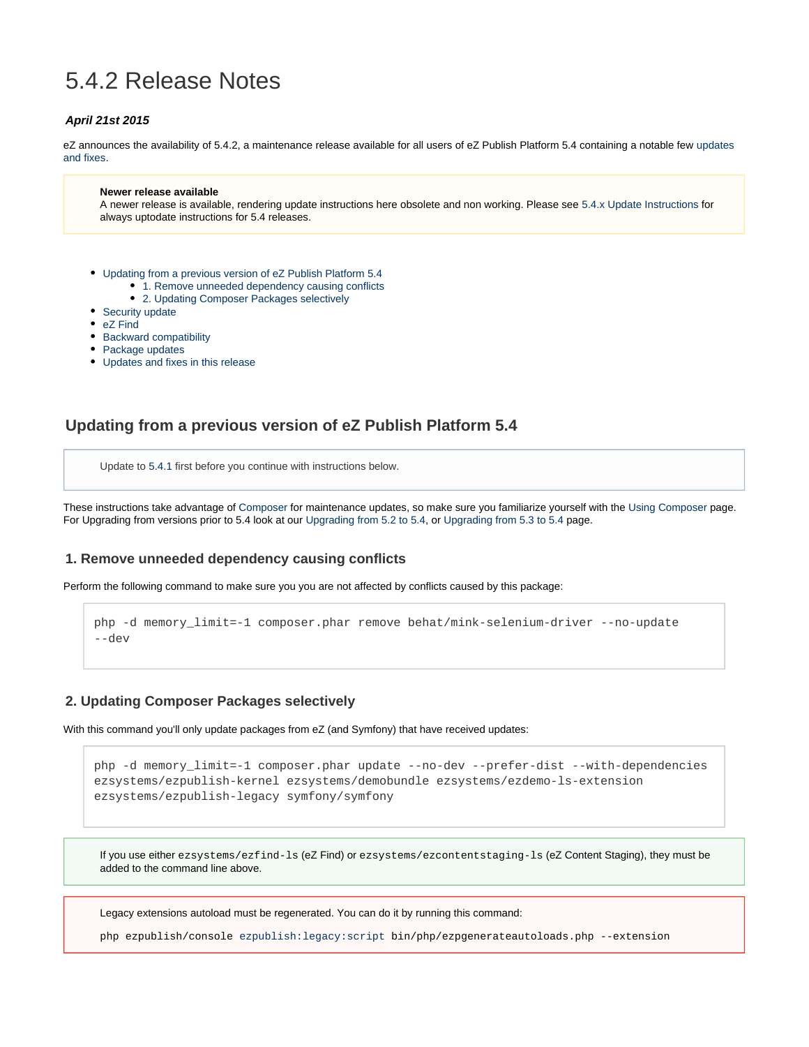# 5.4.2 Release Notes

***April 21st 2015***

eZ announces the availability of 5.4.2, a maintenance release available for all users of eZ Publish Platform 5.4 containing a notable few updates and fixes.

> **Newer release available**
> A newer release is available, rendering update instructions here obsolete and non working. Please see 5.4.x Update Instructions for always uptodate instructions for 5.4 releases.

- Updating from a previous version of eZ Publish Platform 5.4
  - 1. Remove unneeded dependency causing conflicts
  - 2. Updating Composer Packages selectively
- Security update
- eZ Find
- Backward compatibility
- Package updates
- Updates and fixes in this release

## Updating from a previous version of eZ Publish Platform 5.4

> Update to 5.4.1 first before you continue with instructions below.

These instructions take advantage of Composer for maintenance updates, so make sure you familiarize yourself with the Using Composer page. For Upgrading from versions prior to 5.4 look at our Upgrading from 5.2 to 5.4, or Upgrading from 5.3 to 5.4 page.

### 1. Remove unneeded dependency causing conflicts

Perform the following command to make sure you you are not affected by conflicts caused by this package:

```
php -d memory_limit=-1 composer.phar remove behat/mink-selenium-driver --no-update --dev
```

### 2. Updating Composer Packages selectively

With this command you'll only update packages from eZ (and Symfony) that have received updates:

```
php -d memory_limit=-1 composer.phar update --no-dev --prefer-dist --with-dependencies ezsystems/ezpublish-kernel ezsystems/demobundle ezsystems/ezdemo-ls-extension ezsystems/ezpublish-legacy symfony/symfony
```

> If you use either `ezsystems/ezfind-ls` (eZ Find) or `ezsystems/ezcontentstaging-ls` (eZ Content Staging), they must be added to the command line above.

> Legacy extensions autoload must be regenerated. You can do it by running this command:
>
> ```
> php ezpublish/console ezpublish:legacy:script bin/php/ezpgenerateautoloads.php --extension
> ```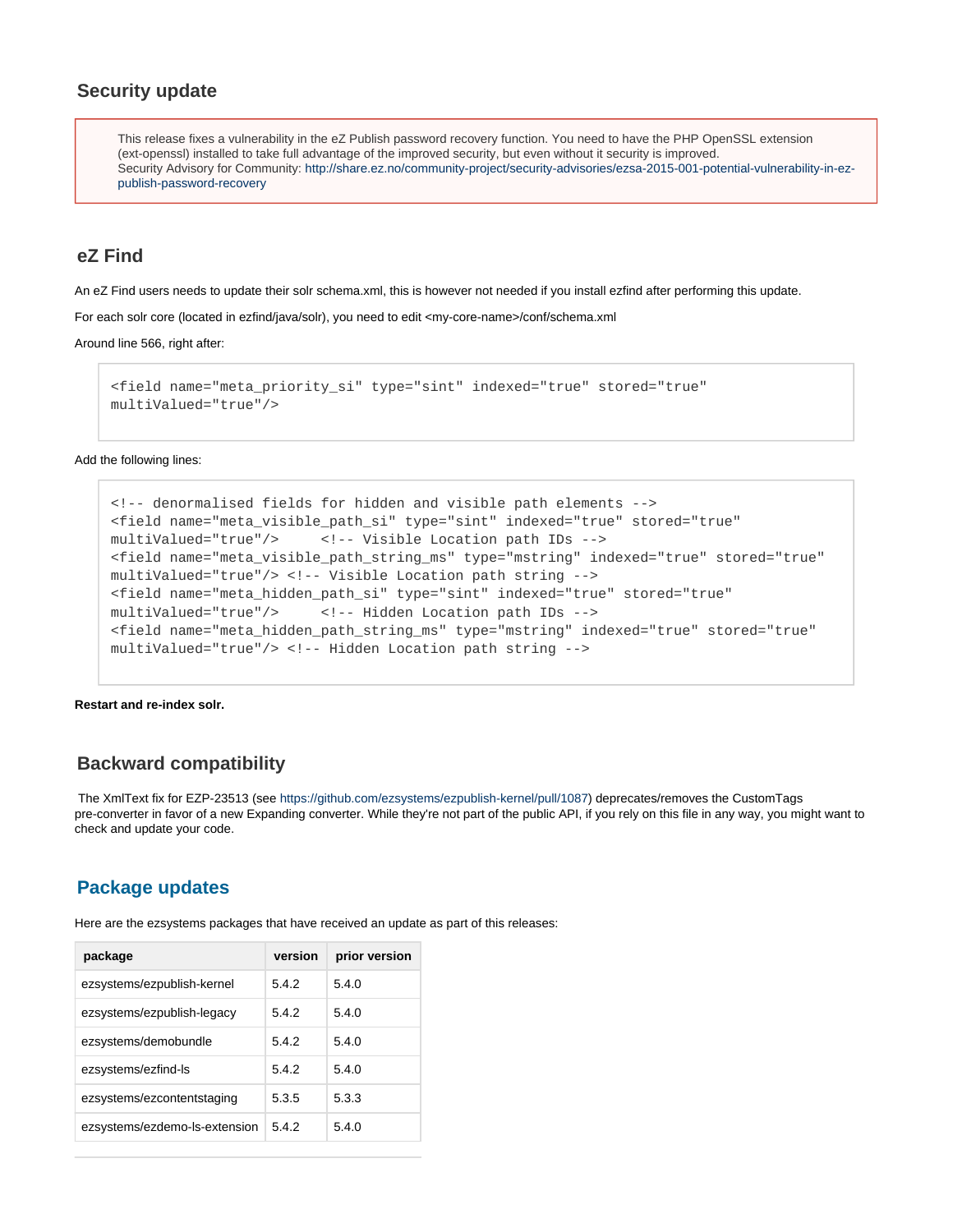## Security update

> This release fixes a vulnerability in the eZ Publish password recovery function. You need to have the PHP OpenSSL extension (ext-openssl) installed to take full advantage of the improved security, but even without it security is improved.
> Security Advisory for Community: http://share.ez.no/community-project/security-advisories/ezsa-2015-001-potential-vulnerability-in-ez-publish-password-recovery

## eZ Find

An eZ Find users needs to update their solr schema.xml, this is however not needed if you install ezfind after performing this update.

For each solr core (located in ezfind/java/solr), you need to edit <my-core-name>/conf/schema.xml

Around line 566, right after:

```
<field name="meta_priority_si" type="sint" indexed="true" stored="true"
multiValued="true"/>
```

Add the following lines:

```
<!-- denormalised fields for hidden and visible path elements -->
<field name="meta_visible_path_si" type="sint" indexed="true" stored="true"
multiValued="true"/>     <!-- Visible Location path IDs -->
<field name="meta_visible_path_string_ms" type="mstring" indexed="true" stored="true"
multiValued="true"/> <!-- Visible Location path string -->
<field name="meta_hidden_path_si" type="sint" indexed="true" stored="true"
multiValued="true"/>     <!-- Hidden Location path IDs -->
<field name="meta_hidden_path_string_ms" type="mstring" indexed="true" stored="true"
multiValued="true"/> <!-- Hidden Location path string -->
```

**Restart and re-index solr.**

## Backward compatibility

The XmlText fix for EZP-23513 (see https://github.com/ezsystems/ezpublish-kernel/pull/1087) deprecates/removes the CustomTags pre-converter in favor of a new Expanding converter. While they're not part of the public API, if you rely on this file in any way, you might want to check and update your code.

## Package updates

Here are the ezsystems packages that have received an update as part of this releases:

| package | version | prior version |
|---|---|---|
| ezsystems/ezpublish-kernel | 5.4.2 | 5.4.0 |
| ezsystems/ezpublish-legacy | 5.4.2 | 5.4.0 |
| ezsystems/demobundle | 5.4.2 | 5.4.0 |
| ezsystems/ezfind-ls | 5.4.2 | 5.4.0 |
| ezsystems/ezcontentstaging | 5.3.5 | 5.3.3 |
| ezsystems/ezdemo-ls-extension | 5.4.2 | 5.4.0 |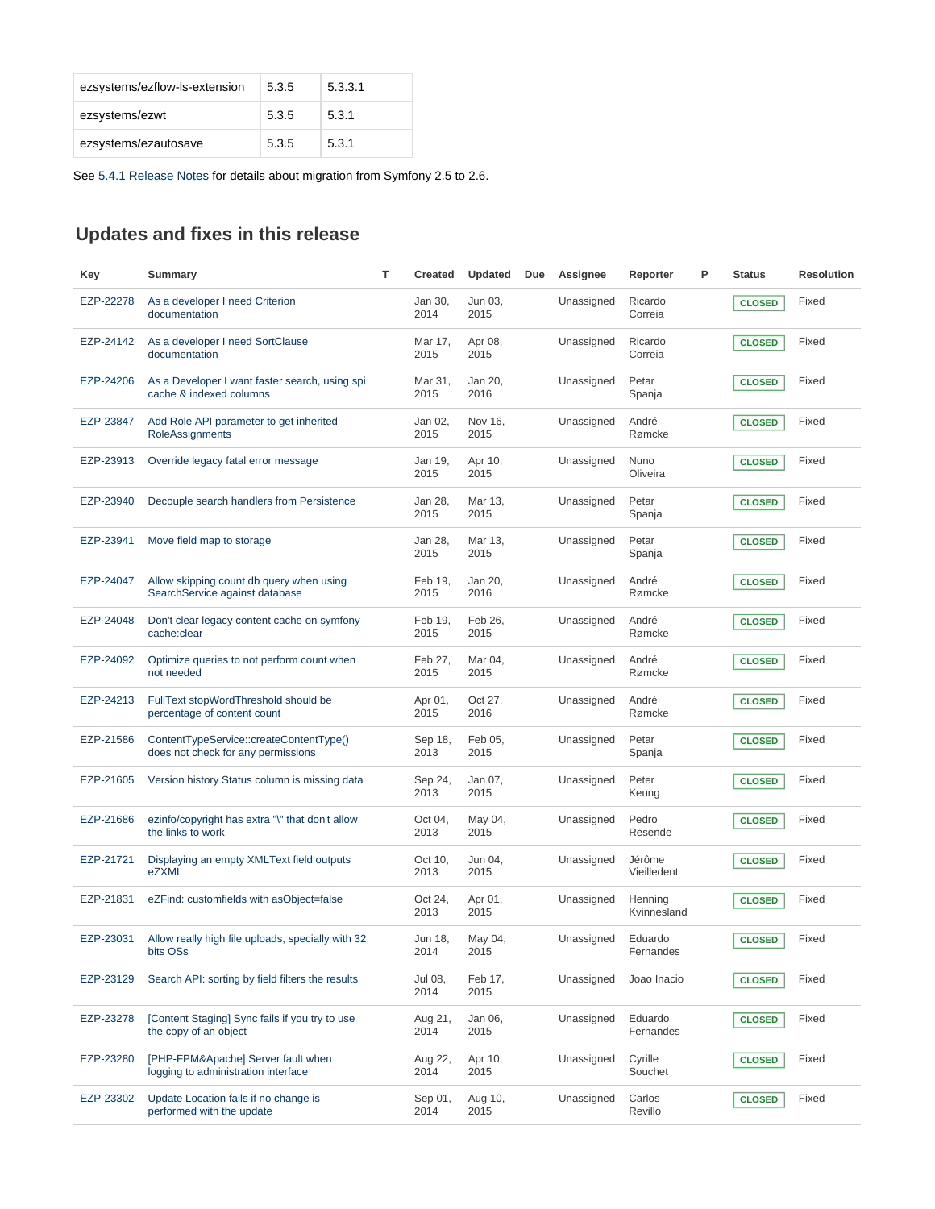| ezsystems/ezflow-ls-extension | 5.3.5 | 5.3.3.1 |
|---|---|---|
| ezsystems/ezwt | 5.3.5 | 5.3.1 |
| ezsystems/ezautosave | 5.3.5 | 5.3.1 |

See 5.4.1 Release Notes for details about migration from Symfony 2.5 to 2.6.

## Updates and fixes in this release

| Key | Summary | T | Created | Updated | Due | Assignee | Reporter | P | Status | Resolution |
|---|---|---|---|---|---|---|---|---|---|---|
| EZP-22278 | As a developer I need Criterion documentation | | Jan 30, 2014 | Jun 03, 2015 | | Unassigned | Ricardo Correia | | CLOSED | Fixed |
| EZP-24142 | As a developer I need SortClause documentation | | Mar 17, 2015 | Apr 08, 2015 | | Unassigned | Ricardo Correia | | CLOSED | Fixed |
| EZP-24206 | As a Developer I want faster search, using spi cache & indexed columns | | Mar 31, 2015 | Jan 20, 2016 | | Unassigned | Petar Spanja | | CLOSED | Fixed |
| EZP-23847 | Add Role API parameter to get inherited RoleAssignments | | Jan 02, 2015 | Nov 16, 2015 | | Unassigned | André Rømcke | | CLOSED | Fixed |
| EZP-23913 | Override legacy fatal error message | | Jan 19, 2015 | Apr 10, 2015 | | Unassigned | Nuno Oliveira | | CLOSED | Fixed |
| EZP-23940 | Decouple search handlers from Persistence | | Jan 28, 2015 | Mar 13, 2015 | | Unassigned | Petar Spanja | | CLOSED | Fixed |
| EZP-23941 | Move field map to storage | | Jan 28, 2015 | Mar 13, 2015 | | Unassigned | Petar Spanja | | CLOSED | Fixed |
| EZP-24047 | Allow skipping count db query when using SearchService against database | | Feb 19, 2015 | Jan 20, 2016 | | Unassigned | André Rømcke | | CLOSED | Fixed |
| EZP-24048 | Don't clear legacy content cache on symfony cache:clear | | Feb 19, 2015 | Feb 26, 2015 | | Unassigned | André Rømcke | | CLOSED | Fixed |
| EZP-24092 | Optimize queries to not perform count when not needed | | Feb 27, 2015 | Mar 04, 2015 | | Unassigned | André Rømcke | | CLOSED | Fixed |
| EZP-24213 | FullText stopWordThreshold should be percentage of content count | | Apr 01, 2015 | Oct 27, 2016 | | Unassigned | André Rømcke | | CLOSED | Fixed |
| EZP-21586 | ContentTypeService::createContentType() does not check for any permissions | | Sep 18, 2013 | Feb 05, 2015 | | Unassigned | Petar Spanja | | CLOSED | Fixed |
| EZP-21605 | Version history Status column is missing data | | Sep 24, 2013 | Jan 07, 2015 | | Unassigned | Peter Keung | | CLOSED | Fixed |
| EZP-21686 | ezinfo/copyright has extra "\" that don't allow the links to work | | Oct 04, 2013 | May 04, 2015 | | Unassigned | Pedro Resende | | CLOSED | Fixed |
| EZP-21721 | Displaying an empty XMLText field outputs eZXML | | Oct 10, 2013 | Jun 04, 2015 | | Unassigned | Jérôme Vieilledent | | CLOSED | Fixed |
| EZP-21831 | eZFind: customfields with asObject=false | | Oct 24, 2013 | Apr 01, 2015 | | Unassigned | Henning Kvinnesland | | CLOSED | Fixed |
| EZP-23031 | Allow really high file uploads, specially with 32 bits OSs | | Jun 18, 2014 | May 04, 2015 | | Unassigned | Eduardo Fernandes | | CLOSED | Fixed |
| EZP-23129 | Search API: sorting by field filters the results | | Jul 08, 2014 | Feb 17, 2015 | | Unassigned | Joao Inacio | | CLOSED | Fixed |
| EZP-23278 | [Content Staging] Sync fails if you try to use the copy of an object | | Aug 21, 2014 | Jan 06, 2015 | | Unassigned | Eduardo Fernandes | | CLOSED | Fixed |
| EZP-23280 | [PHP-FPM&Apache] Server fault when logging to administration interface | | Aug 22, 2014 | Apr 10, 2015 | | Unassigned | Cyrille Souchet | | CLOSED | Fixed |
| EZP-23302 | Update Location fails if no change is performed with the update | | Sep 01, 2014 | Aug 10, 2015 | | Unassigned | Carlos Revillo | | CLOSED | Fixed |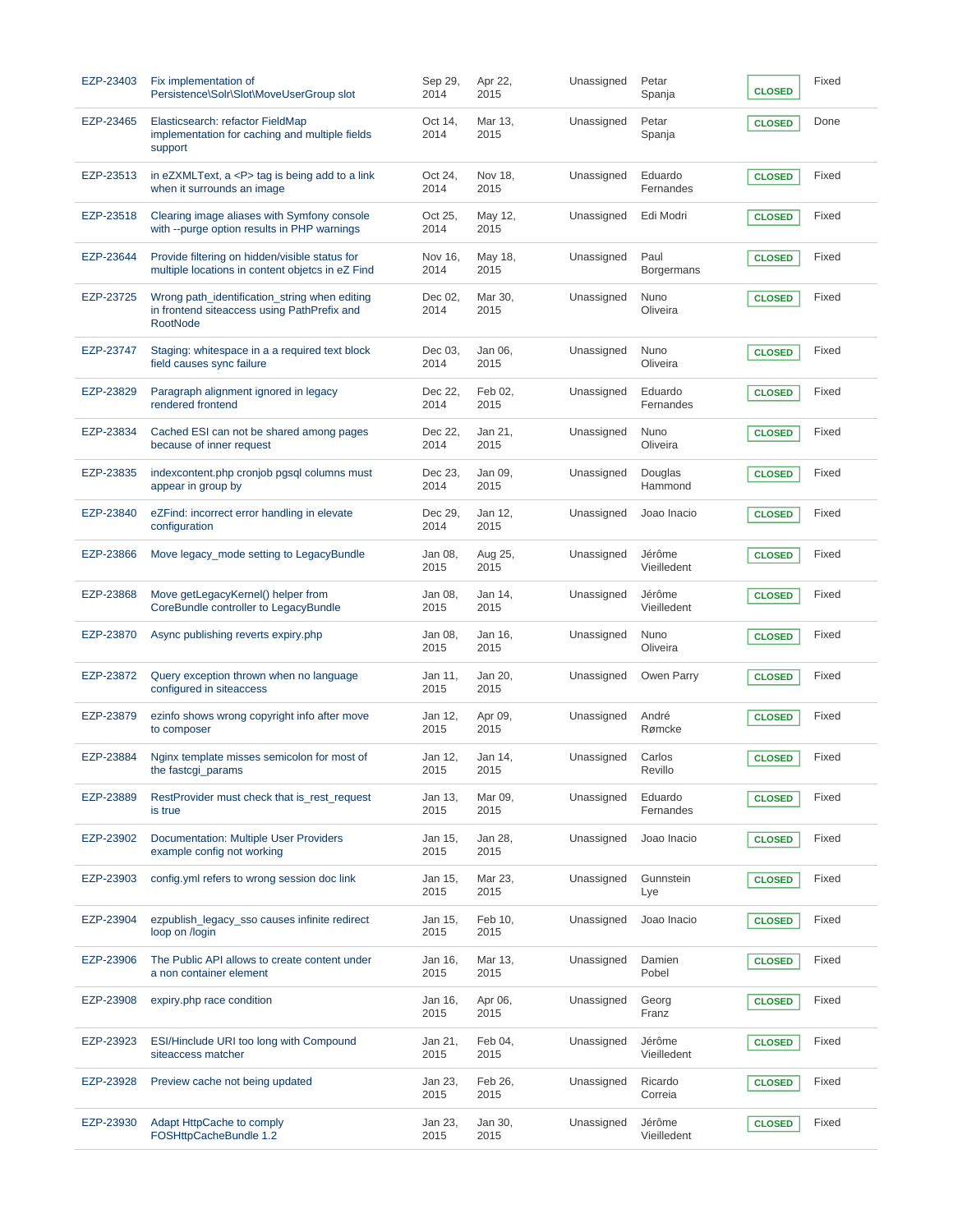| | | | | | | | |
|---|---|---|---|---|---|---|---|
| EZP-23403 | Fix implementation of Persistence\Solr\Slot\MoveUserGroup slot | Sep 29, 2014 | Apr 22, 2015 | Unassigned | Petar Spanja | CLOSED | Fixed |
| EZP-23465 | Elasticsearch: refactor FieldMap implementation for caching and multiple fields support | Oct 14, 2014 | Mar 13, 2015 | Unassigned | Petar Spanja | CLOSED | Done |
| EZP-23513 | in eZXMLText, a <P> tag is being add to a link when it surrounds an image | Oct 24, 2014 | Nov 18, 2015 | Unassigned | Eduardo Fernandes | CLOSED | Fixed |
| EZP-23518 | Clearing image aliases with Symfony console with --purge option results in PHP warnings | Oct 25, 2014 | May 12, 2015 | Unassigned | Edi Modri | CLOSED | Fixed |
| EZP-23644 | Provide filtering on hidden/visible status for multiple locations in content objetcs in eZ Find | Nov 16, 2014 | May 18, 2015 | Unassigned | Paul Borgermans | CLOSED | Fixed |
| EZP-23725 | Wrong path_identification_string when editing in frontend siteaccess using PathPrefix and RootNode | Dec 02, 2014 | Mar 30, 2015 | Unassigned | Nuno Oliveira | CLOSED | Fixed |
| EZP-23747 | Staging: whitespace in a a required text block field causes sync failure | Dec 03, 2014 | Jan 06, 2015 | Unassigned | Nuno Oliveira | CLOSED | Fixed |
| EZP-23829 | Paragraph alignment ignored in legacy rendered frontend | Dec 22, 2014 | Feb 02, 2015 | Unassigned | Eduardo Fernandes | CLOSED | Fixed |
| EZP-23834 | Cached ESI can not be shared among pages because of inner request | Dec 22, 2014 | Jan 21, 2015 | Unassigned | Nuno Oliveira | CLOSED | Fixed |
| EZP-23835 | indexcontent.php cronjob pgsql columns must appear in group by | Dec 23, 2014 | Jan 09, 2015 | Unassigned | Douglas Hammond | CLOSED | Fixed |
| EZP-23840 | eZFind: incorrect error handling in elevate configuration | Dec 29, 2014 | Jan 12, 2015 | Unassigned | Joao Inacio | CLOSED | Fixed |
| EZP-23866 | Move legacy_mode setting to LegacyBundle | Jan 08, 2015 | Aug 25, 2015 | Unassigned | Jérôme Vieilledent | CLOSED | Fixed |
| EZP-23868 | Move getLegacyKernel() helper from CoreBundle controller to LegacyBundle | Jan 08, 2015 | Jan 14, 2015 | Unassigned | Jérôme Vieilledent | CLOSED | Fixed |
| EZP-23870 | Async publishing reverts expiry.php | Jan 08, 2015 | Jan 16, 2015 | Unassigned | Nuno Oliveira | CLOSED | Fixed |
| EZP-23872 | Query exception thrown when no language configured in siteaccess | Jan 11, 2015 | Jan 20, 2015 | Unassigned | Owen Parry | CLOSED | Fixed |
| EZP-23879 | ezinfo shows wrong copyright info after move to composer | Jan 12, 2015 | Apr 09, 2015 | Unassigned | André Rømcke | CLOSED | Fixed |
| EZP-23884 | Nginx template misses semicolon for most of the fastcgi_params | Jan 12, 2015 | Jan 14, 2015 | Unassigned | Carlos Revillo | CLOSED | Fixed |
| EZP-23889 | RestProvider must check that is_rest_request is true | Jan 13, 2015 | Mar 09, 2015 | Unassigned | Eduardo Fernandes | CLOSED | Fixed |
| EZP-23902 | Documentation: Multiple User Providers example config not working | Jan 15, 2015 | Jan 28, 2015 | Unassigned | Joao Inacio | CLOSED | Fixed |
| EZP-23903 | config.yml refers to wrong session doc link | Jan 15, 2015 | Mar 23, 2015 | Unassigned | Gunnstein Lye | CLOSED | Fixed |
| EZP-23904 | ezpublish_legacy_sso causes infinite redirect loop on /login | Jan 15, 2015 | Feb 10, 2015 | Unassigned | Joao Inacio | CLOSED | Fixed |
| EZP-23906 | The Public API allows to create content under a non container element | Jan 16, 2015 | Mar 13, 2015 | Unassigned | Damien Pobel | CLOSED | Fixed |
| EZP-23908 | expiry.php race condition | Jan 16, 2015 | Apr 06, 2015 | Unassigned | Georg Franz | CLOSED | Fixed |
| EZP-23923 | ESI/Hinclude URI too long with Compound siteaccess matcher | Jan 21, 2015 | Feb 04, 2015 | Unassigned | Jérôme Vieilledent | CLOSED | Fixed |
| EZP-23928 | Preview cache not being updated | Jan 23, 2015 | Feb 26, 2015 | Unassigned | Ricardo Correia | CLOSED | Fixed |
| EZP-23930 | Adapt HttpCache to comply FOSHttpCacheBundle 1.2 | Jan 23, 2015 | Jan 30, 2015 | Unassigned | Jérôme Vieilledent | CLOSED | Fixed |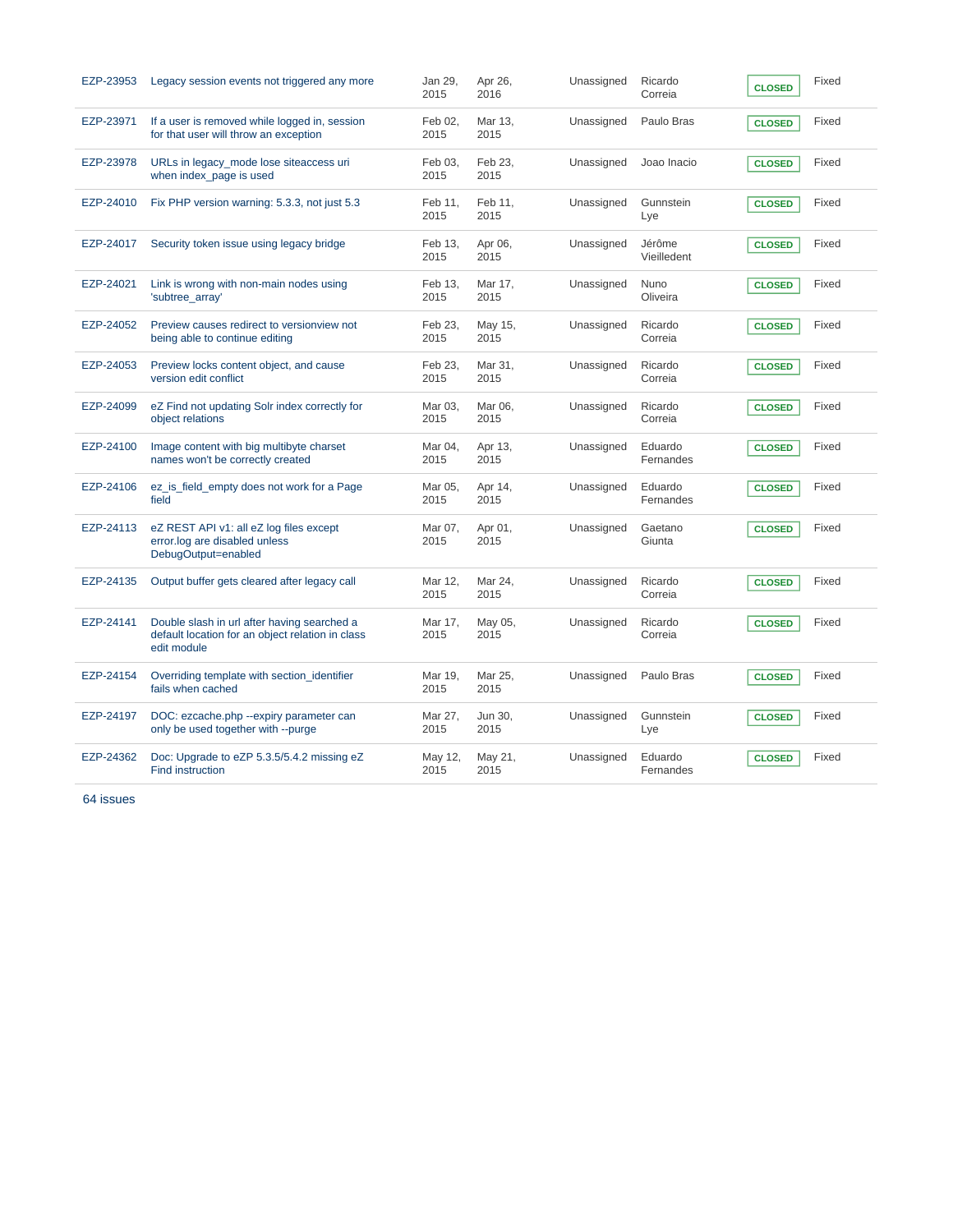| | | | | | | | |
|---|---|---|---|---|---|---|---|
| EZP-23953 | Legacy session events not triggered any more | Jan 29, 2015 | Apr 26, 2016 | Unassigned | Ricardo Correia | CLOSED | Fixed |
| EZP-23971 | If a user is removed while logged in, session for that user will throw an exception | Feb 02, 2015 | Mar 13, 2015 | Unassigned | Paulo Bras | CLOSED | Fixed |
| EZP-23978 | URLs in legacy_mode lose siteaccess uri when index_page is used | Feb 03, 2015 | Feb 23, 2015 | Unassigned | Joao Inacio | CLOSED | Fixed |
| EZP-24010 | Fix PHP version warning: 5.3.3, not just 5.3 | Feb 11, 2015 | Feb 11, 2015 | Unassigned | Gunnstein Lye | CLOSED | Fixed |
| EZP-24017 | Security token issue using legacy bridge | Feb 13, 2015 | Apr 06, 2015 | Unassigned | Jérôme Vieilledent | CLOSED | Fixed |
| EZP-24021 | Link is wrong with non-main nodes using 'subtree_array' | Feb 13, 2015 | Mar 17, 2015 | Unassigned | Nuno Oliveira | CLOSED | Fixed |
| EZP-24052 | Preview causes redirect to versionview not being able to continue editing | Feb 23, 2015 | May 15, 2015 | Unassigned | Ricardo Correia | CLOSED | Fixed |
| EZP-24053 | Preview locks content object, and cause version edit conflict | Feb 23, 2015 | Mar 31, 2015 | Unassigned | Ricardo Correia | CLOSED | Fixed |
| EZP-24099 | eZ Find not updating Solr index correctly for object relations | Mar 03, 2015 | Mar 06, 2015 | Unassigned | Ricardo Correia | CLOSED | Fixed |
| EZP-24100 | Image content with big multibyte charset names won't be correctly created | Mar 04, 2015 | Apr 13, 2015 | Unassigned | Eduardo Fernandes | CLOSED | Fixed |
| EZP-24106 | ez_is_field_empty does not work for a Page field | Mar 05, 2015 | Apr 14, 2015 | Unassigned | Eduardo Fernandes | CLOSED | Fixed |
| EZP-24113 | eZ REST API v1: all eZ log files except error.log are disabled unless DebugOutput=enabled | Mar 07, 2015 | Apr 01, 2015 | Unassigned | Gaetano Giunta | CLOSED | Fixed |
| EZP-24135 | Output buffer gets cleared after legacy call | Mar 12, 2015 | Mar 24, 2015 | Unassigned | Ricardo Correia | CLOSED | Fixed |
| EZP-24141 | Double slash in url after having searched a default location for an object relation in class edit module | Mar 17, 2015 | May 05, 2015 | Unassigned | Ricardo Correia | CLOSED | Fixed |
| EZP-24154 | Overriding template with section_identifier fails when cached | Mar 19, 2015 | Mar 25, 2015 | Unassigned | Paulo Bras | CLOSED | Fixed |
| EZP-24197 | DOC: ezcache.php --expiry parameter can only be used together with --purge | Mar 27, 2015 | Jun 30, 2015 | Unassigned | Gunnstein Lye | CLOSED | Fixed |
| EZP-24362 | Doc: Upgrade to eZP 5.3.5/5.4.2 missing eZ Find instruction | May 12, 2015 | May 21, 2015 | Unassigned | Eduardo Fernandes | CLOSED | Fixed |

64 issues